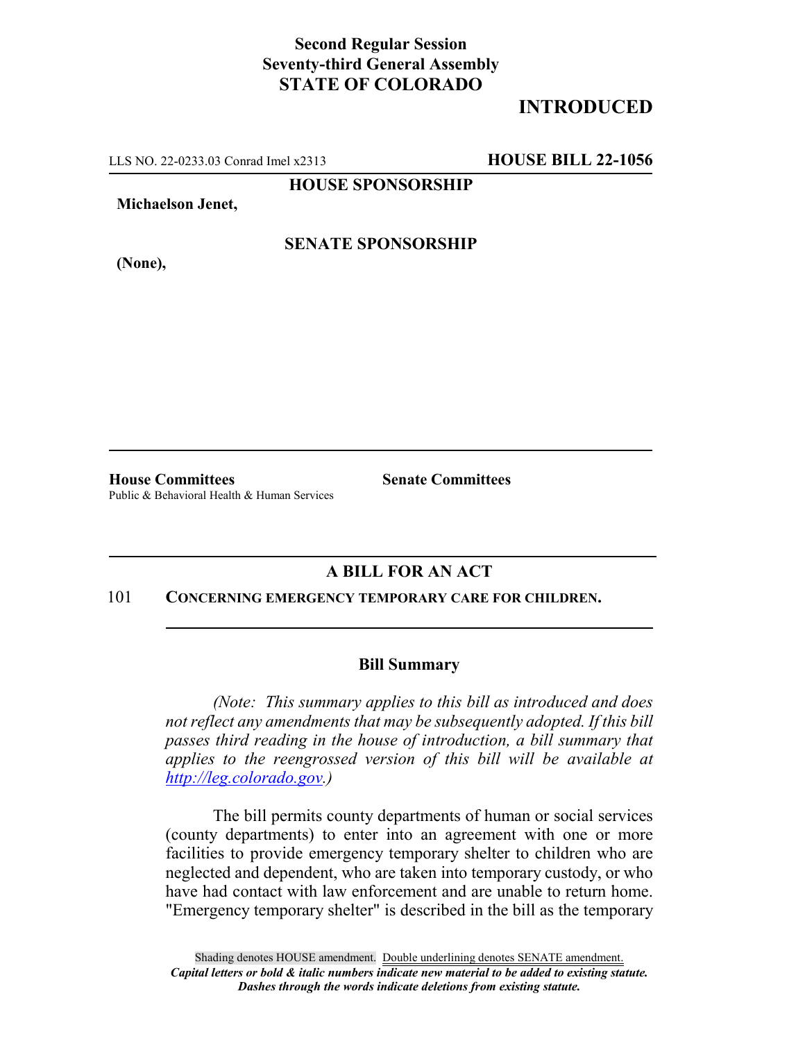**Second Regular Session**
**Seventy-third General Assembly**
**STATE OF COLORADO**

# INTRODUCED

LLS NO. 22-0233.03 Conrad Imel x2313 **HOUSE BILL 22-1056**

**HOUSE SPONSORSHIP**

**Michaelson Jenet,**

**SENATE SPONSORSHIP**

**(None),**

**House Committees**
Public & Behavioral Health & Human Services

**Senate Committees**

## A BILL FOR AN ACT

101 **CONCERNING EMERGENCY TEMPORARY CARE FOR CHILDREN.**

### Bill Summary

*(Note: This summary applies to this bill as introduced and does not reflect any amendments that may be subsequently adopted. If this bill passes third reading in the house of introduction, a bill summary that applies to the reengrossed version of this bill will be available at http://leg.colorado.gov.)*

The bill permits county departments of human or social services (county departments) to enter into an agreement with one or more facilities to provide emergency temporary shelter to children who are neglected and dependent, who are taken into temporary custody, or who have had contact with law enforcement and are unable to return home. "Emergency temporary shelter" is described in the bill as the temporary

Shading denotes HOUSE amendment. Double underlining denotes SENATE amendment.
*Capital letters or bold & italic numbers indicate new material to be added to existing statute.*
*Dashes through the words indicate deletions from existing statute.*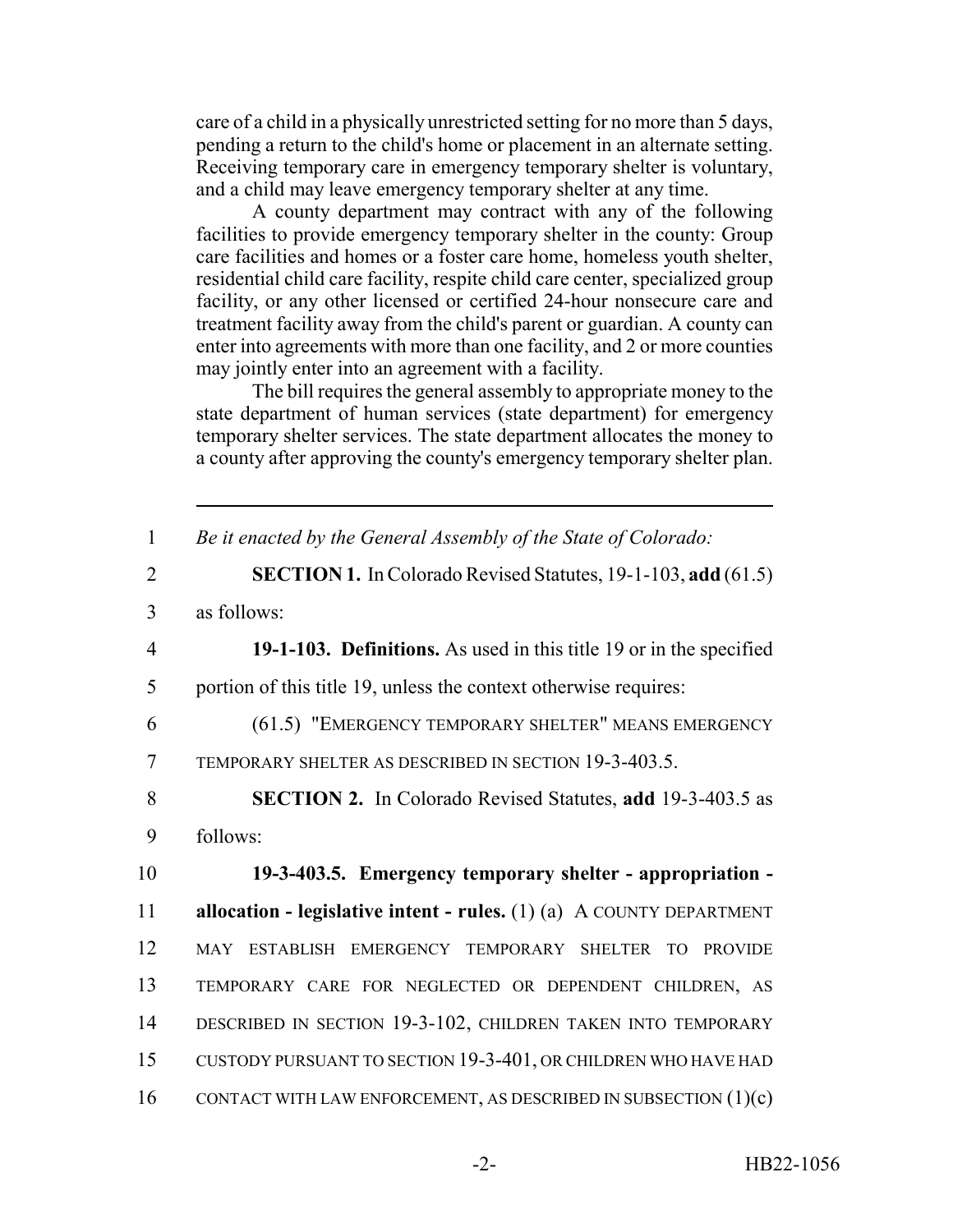care of a child in a physically unrestricted setting for no more than 5 days, pending a return to the child's home or placement in an alternate setting. Receiving temporary care in emergency temporary shelter is voluntary, and a child may leave emergency temporary shelter at any time.

A county department may contract with any of the following facilities to provide emergency temporary shelter in the county: Group care facilities and homes or a foster care home, homeless youth shelter, residential child care facility, respite child care center, specialized group facility, or any other licensed or certified 24-hour nonsecure care and treatment facility away from the child's parent or guardian. A county can enter into agreements with more than one facility, and 2 or more counties may jointly enter into an agreement with a facility.

The bill requires the general assembly to appropriate money to the state department of human services (state department) for emergency temporary shelter services. The state department allocates the money to a county after approving the county's emergency temporary shelter plan.

---

1 *Be it enacted by the General Assembly of the State of Colorado:*

2 **SECTION 1.** In Colorado Revised Statutes, 19-1-103, **add** (61.5)

3 as follows:

4 **19-1-103. Definitions.** As used in this title 19 or in the specified

5 portion of this title 19, unless the context otherwise requires:

6 (61.5) "EMERGENCY TEMPORARY SHELTER" MEANS EMERGENCY

7 TEMPORARY SHELTER AS DESCRIBED IN SECTION 19-3-403.5.

8 **SECTION 2.** In Colorado Revised Statutes, **add** 19-3-403.5 as

9 follows:

10 **19-3-403.5. Emergency temporary shelter - appropriation -**

11 **allocation - legislative intent - rules.** (1) (a) A COUNTY DEPARTMENT

12 MAY ESTABLISH EMERGENCY TEMPORARY SHELTER TO PROVIDE

13 TEMPORARY CARE FOR NEGLECTED OR DEPENDENT CHILDREN, AS

14 DESCRIBED IN SECTION 19-3-102, CHILDREN TAKEN INTO TEMPORARY

15 CUSTODY PURSUANT TO SECTION 19-3-401, OR CHILDREN WHO HAVE HAD

16 CONTACT WITH LAW ENFORCEMENT, AS DESCRIBED IN SUBSECTION (1)(c)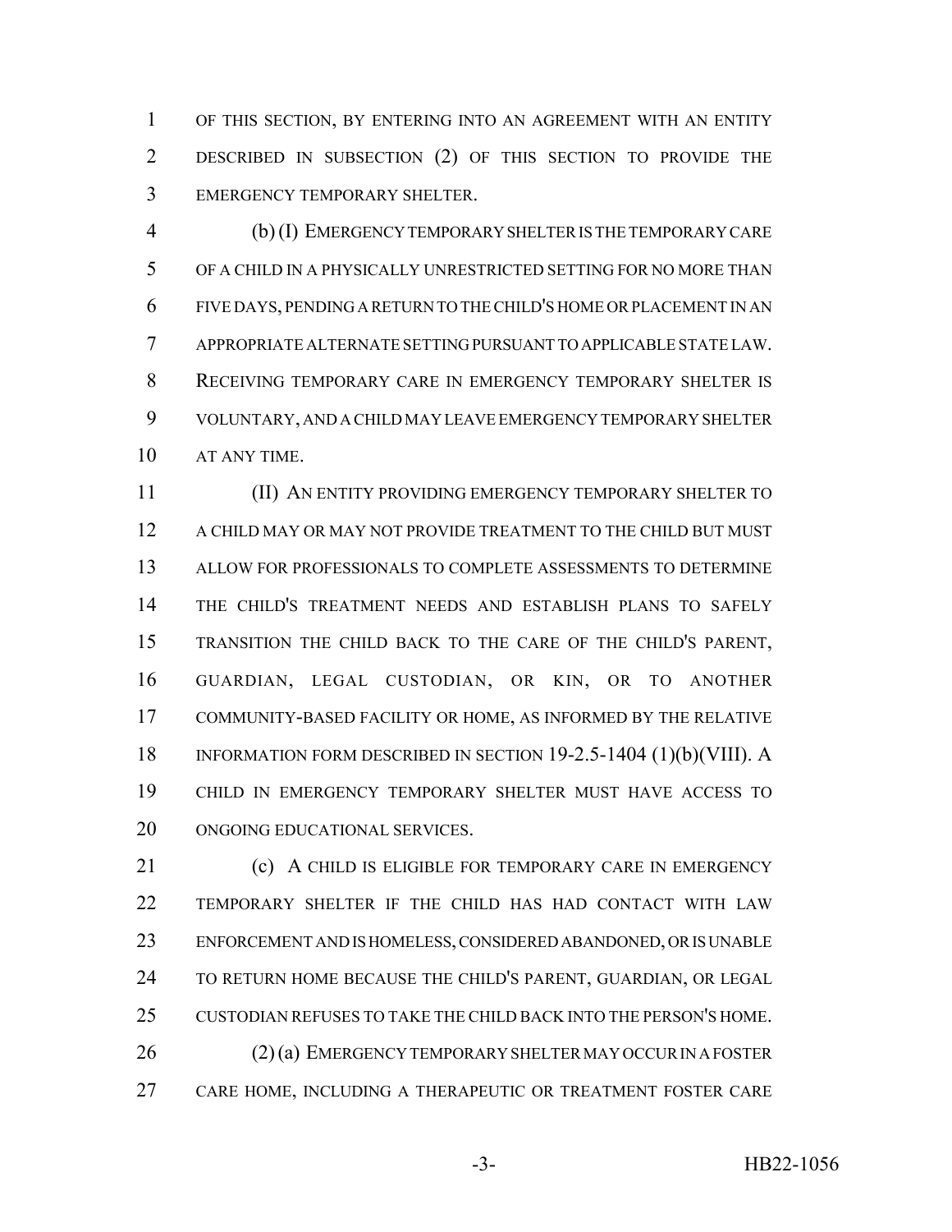OF THIS SECTION, BY ENTERING INTO AN AGREEMENT WITH AN ENTITY DESCRIBED IN SUBSECTION (2) OF THIS SECTION TO PROVIDE THE EMERGENCY TEMPORARY SHELTER.

(b) (I) EMERGENCY TEMPORARY SHELTER IS THE TEMPORARY CARE OF A CHILD IN A PHYSICALLY UNRESTRICTED SETTING FOR NO MORE THAN FIVE DAYS, PENDING A RETURN TO THE CHILD'S HOME OR PLACEMENT IN AN APPROPRIATE ALTERNATE SETTING PURSUANT TO APPLICABLE STATE LAW. RECEIVING TEMPORARY CARE IN EMERGENCY TEMPORARY SHELTER IS VOLUNTARY, AND A CHILD MAY LEAVE EMERGENCY TEMPORARY SHELTER AT ANY TIME.

(II) AN ENTITY PROVIDING EMERGENCY TEMPORARY SHELTER TO A CHILD MAY OR MAY NOT PROVIDE TREATMENT TO THE CHILD BUT MUST ALLOW FOR PROFESSIONALS TO COMPLETE ASSESSMENTS TO DETERMINE THE CHILD'S TREATMENT NEEDS AND ESTABLISH PLANS TO SAFELY TRANSITION THE CHILD BACK TO THE CARE OF THE CHILD'S PARENT, GUARDIAN, LEGAL CUSTODIAN, OR KIN, OR TO ANOTHER COMMUNITY-BASED FACILITY OR HOME, AS INFORMED BY THE RELATIVE INFORMATION FORM DESCRIBED IN SECTION 19-2.5-1404 (1)(b)(VIII). A CHILD IN EMERGENCY TEMPORARY SHELTER MUST HAVE ACCESS TO ONGOING EDUCATIONAL SERVICES.

(c) A CHILD IS ELIGIBLE FOR TEMPORARY CARE IN EMERGENCY TEMPORARY SHELTER IF THE CHILD HAS HAD CONTACT WITH LAW ENFORCEMENT AND IS HOMELESS, CONSIDERED ABANDONED, OR IS UNABLE TO RETURN HOME BECAUSE THE CHILD'S PARENT, GUARDIAN, OR LEGAL CUSTODIAN REFUSES TO TAKE THE CHILD BACK INTO THE PERSON'S HOME.

(2) (a) EMERGENCY TEMPORARY SHELTER MAY OCCUR IN A FOSTER CARE HOME, INCLUDING A THERAPEUTIC OR TREATMENT FOSTER CARE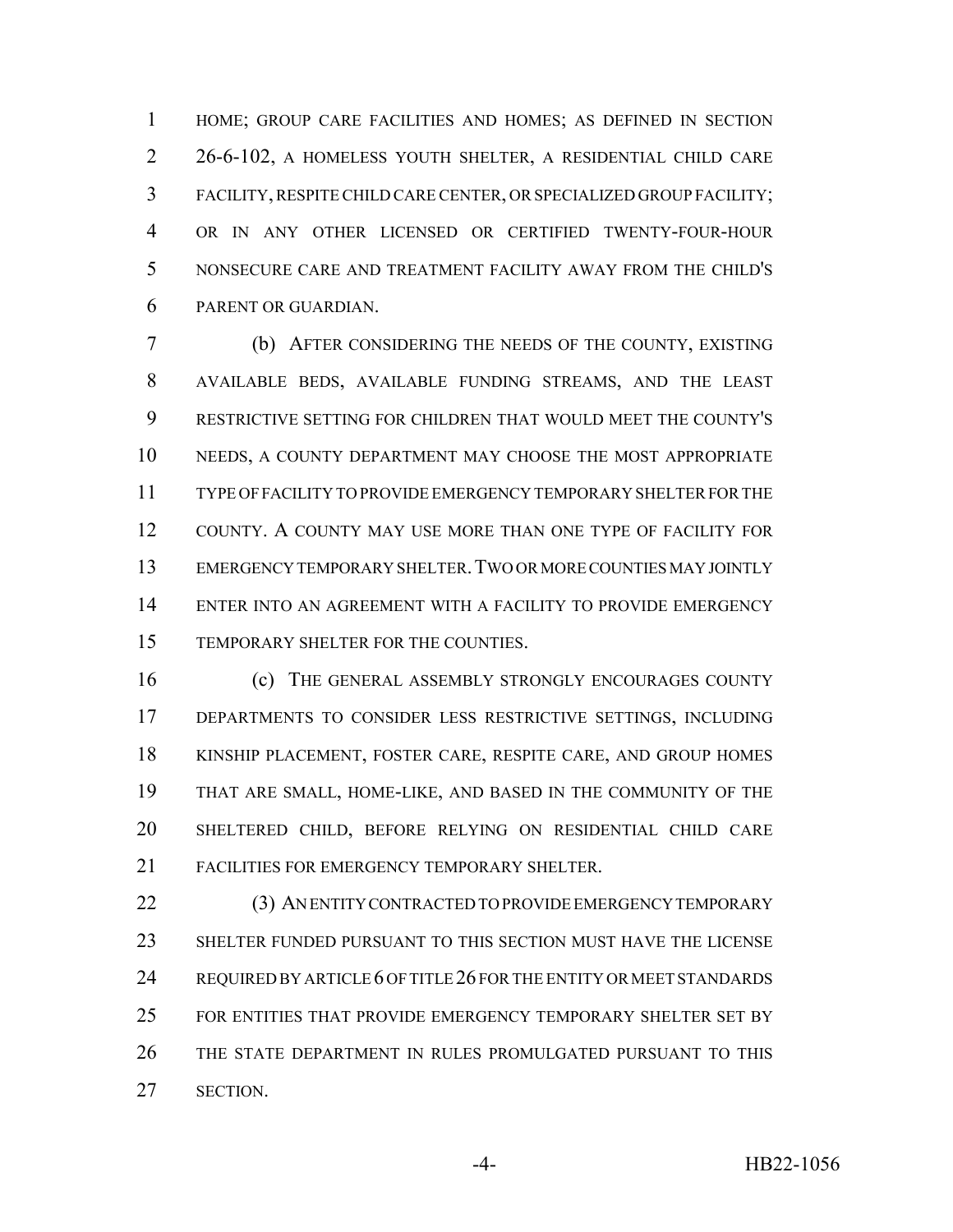HOME; GROUP CARE FACILITIES AND HOMES; AS DEFINED IN SECTION 26-6-102, A HOMELESS YOUTH SHELTER, A RESIDENTIAL CHILD CARE FACILITY, RESPITE CHILD CARE CENTER, OR SPECIALIZED GROUP FACILITY; OR IN ANY OTHER LICENSED OR CERTIFIED TWENTY-FOUR-HOUR NONSECURE CARE AND TREATMENT FACILITY AWAY FROM THE CHILD'S PARENT OR GUARDIAN.

(b) AFTER CONSIDERING THE NEEDS OF THE COUNTY, EXISTING AVAILABLE BEDS, AVAILABLE FUNDING STREAMS, AND THE LEAST RESTRICTIVE SETTING FOR CHILDREN THAT WOULD MEET THE COUNTY'S NEEDS, A COUNTY DEPARTMENT MAY CHOOSE THE MOST APPROPRIATE TYPE OF FACILITY TO PROVIDE EMERGENCY TEMPORARY SHELTER FOR THE COUNTY. A COUNTY MAY USE MORE THAN ONE TYPE OF FACILITY FOR EMERGENCY TEMPORARY SHELTER. TWO OR MORE COUNTIES MAY JOINTLY ENTER INTO AN AGREEMENT WITH A FACILITY TO PROVIDE EMERGENCY TEMPORARY SHELTER FOR THE COUNTIES.

(c) THE GENERAL ASSEMBLY STRONGLY ENCOURAGES COUNTY DEPARTMENTS TO CONSIDER LESS RESTRICTIVE SETTINGS, INCLUDING KINSHIP PLACEMENT, FOSTER CARE, RESPITE CARE, AND GROUP HOMES THAT ARE SMALL, HOME-LIKE, AND BASED IN THE COMMUNITY OF THE SHELTERED CHILD, BEFORE RELYING ON RESIDENTIAL CHILD CARE FACILITIES FOR EMERGENCY TEMPORARY SHELTER.

(3) AN ENTITY CONTRACTED TO PROVIDE EMERGENCY TEMPORARY SHELTER FUNDED PURSUANT TO THIS SECTION MUST HAVE THE LICENSE REQUIRED BY ARTICLE 6 OF TITLE 26 FOR THE ENTITY OR MEET STANDARDS FOR ENTITIES THAT PROVIDE EMERGENCY TEMPORARY SHELTER SET BY THE STATE DEPARTMENT IN RULES PROMULGATED PURSUANT TO THIS SECTION.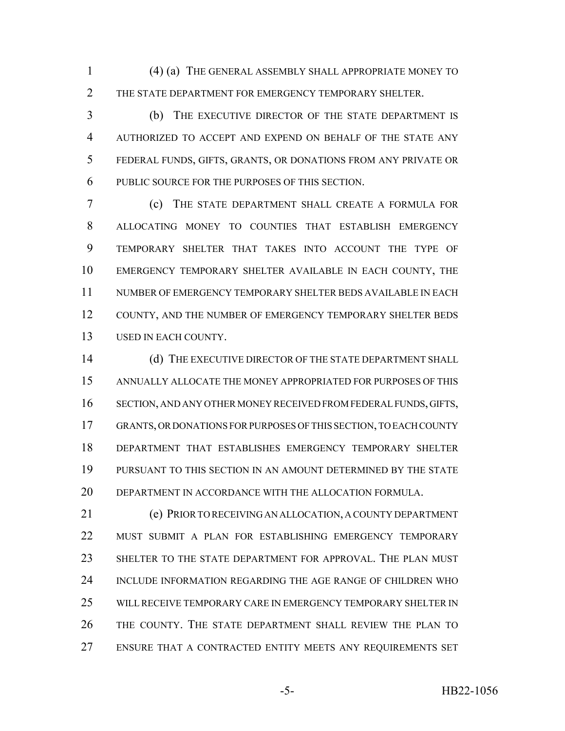(4) (a) THE GENERAL ASSEMBLY SHALL APPROPRIATE MONEY TO THE STATE DEPARTMENT FOR EMERGENCY TEMPORARY SHELTER.

(b) THE EXECUTIVE DIRECTOR OF THE STATE DEPARTMENT IS AUTHORIZED TO ACCEPT AND EXPEND ON BEHALF OF THE STATE ANY FEDERAL FUNDS, GIFTS, GRANTS, OR DONATIONS FROM ANY PRIVATE OR PUBLIC SOURCE FOR THE PURPOSES OF THIS SECTION.

(c) THE STATE DEPARTMENT SHALL CREATE A FORMULA FOR ALLOCATING MONEY TO COUNTIES THAT ESTABLISH EMERGENCY TEMPORARY SHELTER THAT TAKES INTO ACCOUNT THE TYPE OF EMERGENCY TEMPORARY SHELTER AVAILABLE IN EACH COUNTY, THE NUMBER OF EMERGENCY TEMPORARY SHELTER BEDS AVAILABLE IN EACH COUNTY, AND THE NUMBER OF EMERGENCY TEMPORARY SHELTER BEDS USED IN EACH COUNTY.

(d) THE EXECUTIVE DIRECTOR OF THE STATE DEPARTMENT SHALL ANNUALLY ALLOCATE THE MONEY APPROPRIATED FOR PURPOSES OF THIS SECTION, AND ANY OTHER MONEY RECEIVED FROM FEDERAL FUNDS, GIFTS, GRANTS, OR DONATIONS FOR PURPOSES OF THIS SECTION, TO EACH COUNTY DEPARTMENT THAT ESTABLISHES EMERGENCY TEMPORARY SHELTER PURSUANT TO THIS SECTION IN AN AMOUNT DETERMINED BY THE STATE DEPARTMENT IN ACCORDANCE WITH THE ALLOCATION FORMULA.

(e) PRIOR TO RECEIVING AN ALLOCATION, A COUNTY DEPARTMENT MUST SUBMIT A PLAN FOR ESTABLISHING EMERGENCY TEMPORARY SHELTER TO THE STATE DEPARTMENT FOR APPROVAL. THE PLAN MUST INCLUDE INFORMATION REGARDING THE AGE RANGE OF CHILDREN WHO WILL RECEIVE TEMPORARY CARE IN EMERGENCY TEMPORARY SHELTER IN THE COUNTY. THE STATE DEPARTMENT SHALL REVIEW THE PLAN TO ENSURE THAT A CONTRACTED ENTITY MEETS ANY REQUIREMENTS SET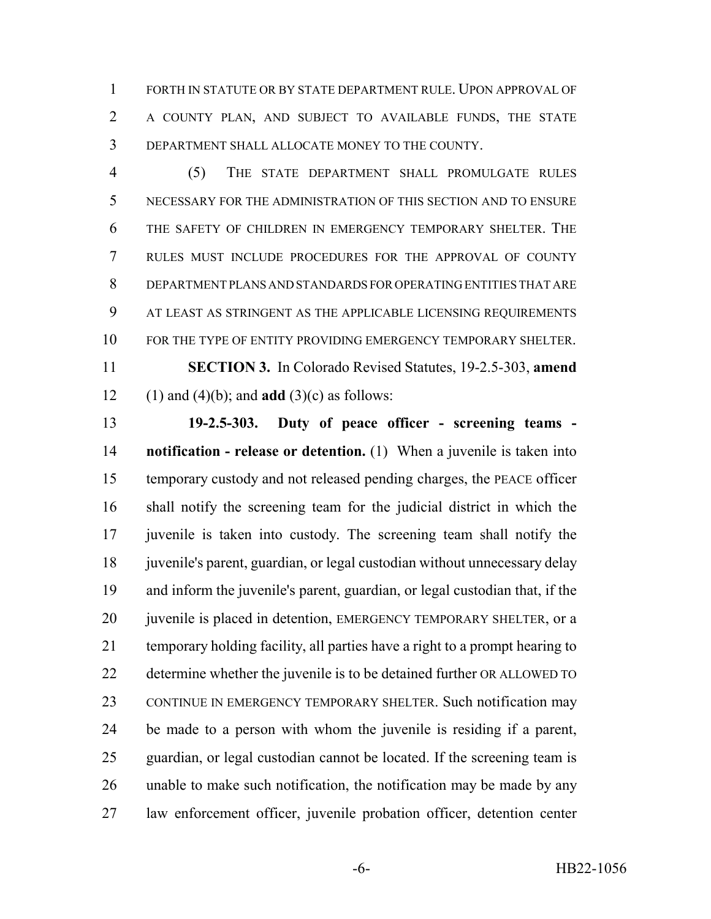FORTH IN STATUTE OR BY STATE DEPARTMENT RULE. UPON APPROVAL OF A COUNTY PLAN, AND SUBJECT TO AVAILABLE FUNDS, THE STATE DEPARTMENT SHALL ALLOCATE MONEY TO THE COUNTY.

(5) THE STATE DEPARTMENT SHALL PROMULGATE RULES NECESSARY FOR THE ADMINISTRATION OF THIS SECTION AND TO ENSURE THE SAFETY OF CHILDREN IN EMERGENCY TEMPORARY SHELTER. THE RULES MUST INCLUDE PROCEDURES FOR THE APPROVAL OF COUNTY DEPARTMENT PLANS AND STANDARDS FOR OPERATING ENTITIES THAT ARE AT LEAST AS STRINGENT AS THE APPLICABLE LICENSING REQUIREMENTS FOR THE TYPE OF ENTITY PROVIDING EMERGENCY TEMPORARY SHELTER.

**SECTION 3.** In Colorado Revised Statutes, 19-2.5-303, **amend** (1) and (4)(b); and **add** (3)(c) as follows:

**19-2.5-303. Duty of peace officer - screening teams - notification - release or detention.** (1) When a juvenile is taken into temporary custody and not released pending charges, the PEACE officer shall notify the screening team for the judicial district in which the juvenile is taken into custody. The screening team shall notify the juvenile's parent, guardian, or legal custodian without unnecessary delay and inform the juvenile's parent, guardian, or legal custodian that, if the juvenile is placed in detention, EMERGENCY TEMPORARY SHELTER, or a temporary holding facility, all parties have a right to a prompt hearing to determine whether the juvenile is to be detained further OR ALLOWED TO CONTINUE IN EMERGENCY TEMPORARY SHELTER. Such notification may be made to a person with whom the juvenile is residing if a parent, guardian, or legal custodian cannot be located. If the screening team is unable to make such notification, the notification may be made by any law enforcement officer, juvenile probation officer, detention center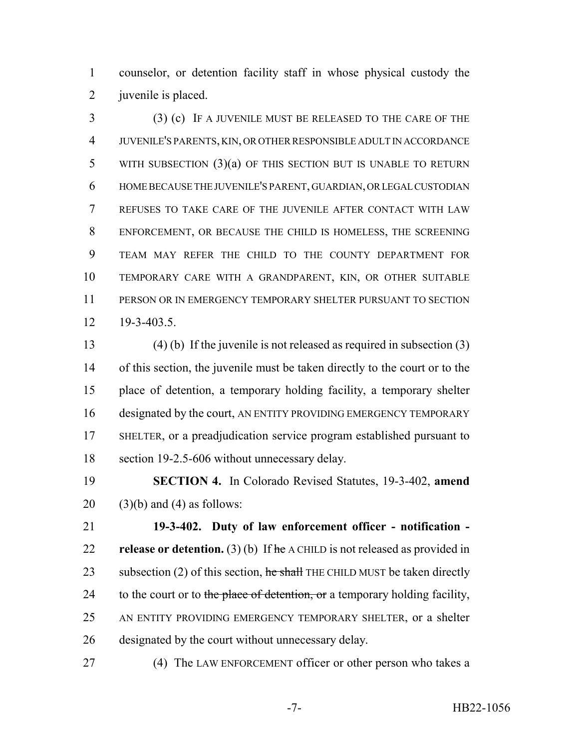counselor, or detention facility staff in whose physical custody the juvenile is placed.

(3) (c) IF A JUVENILE MUST BE RELEASED TO THE CARE OF THE JUVENILE'S PARENTS, KIN, OR OTHER RESPONSIBLE ADULT IN ACCORDANCE WITH SUBSECTION (3)(a) OF THIS SECTION BUT IS UNABLE TO RETURN HOME BECAUSE THE JUVENILE'S PARENT, GUARDIAN, OR LEGAL CUSTODIAN REFUSES TO TAKE CARE OF THE JUVENILE AFTER CONTACT WITH LAW ENFORCEMENT, OR BECAUSE THE CHILD IS HOMELESS, THE SCREENING TEAM MAY REFER THE CHILD TO THE COUNTY DEPARTMENT FOR TEMPORARY CARE WITH A GRANDPARENT, KIN, OR OTHER SUITABLE PERSON OR IN EMERGENCY TEMPORARY SHELTER PURSUANT TO SECTION 19-3-403.5.

(4) (b) If the juvenile is not released as required in subsection (3) of this section, the juvenile must be taken directly to the court or to the place of detention, a temporary holding facility, a temporary shelter designated by the court, AN ENTITY PROVIDING EMERGENCY TEMPORARY SHELTER, or a preadjudication service program established pursuant to section 19-2.5-606 without unnecessary delay.

**SECTION 4.** In Colorado Revised Statutes, 19-3-402, **amend** (3)(b) and (4) as follows:

**19-3-402. Duty of law enforcement officer - notification - release or detention.** (3) (b) If ~~he~~ A CHILD is not released as provided in subsection (2) of this section, ~~he shall~~ THE CHILD MUST be taken directly to the court or to ~~the place of detention, or~~ a temporary holding facility, AN ENTITY PROVIDING EMERGENCY TEMPORARY SHELTER, or a shelter designated by the court without unnecessary delay.

(4) The LAW ENFORCEMENT officer or other person who takes a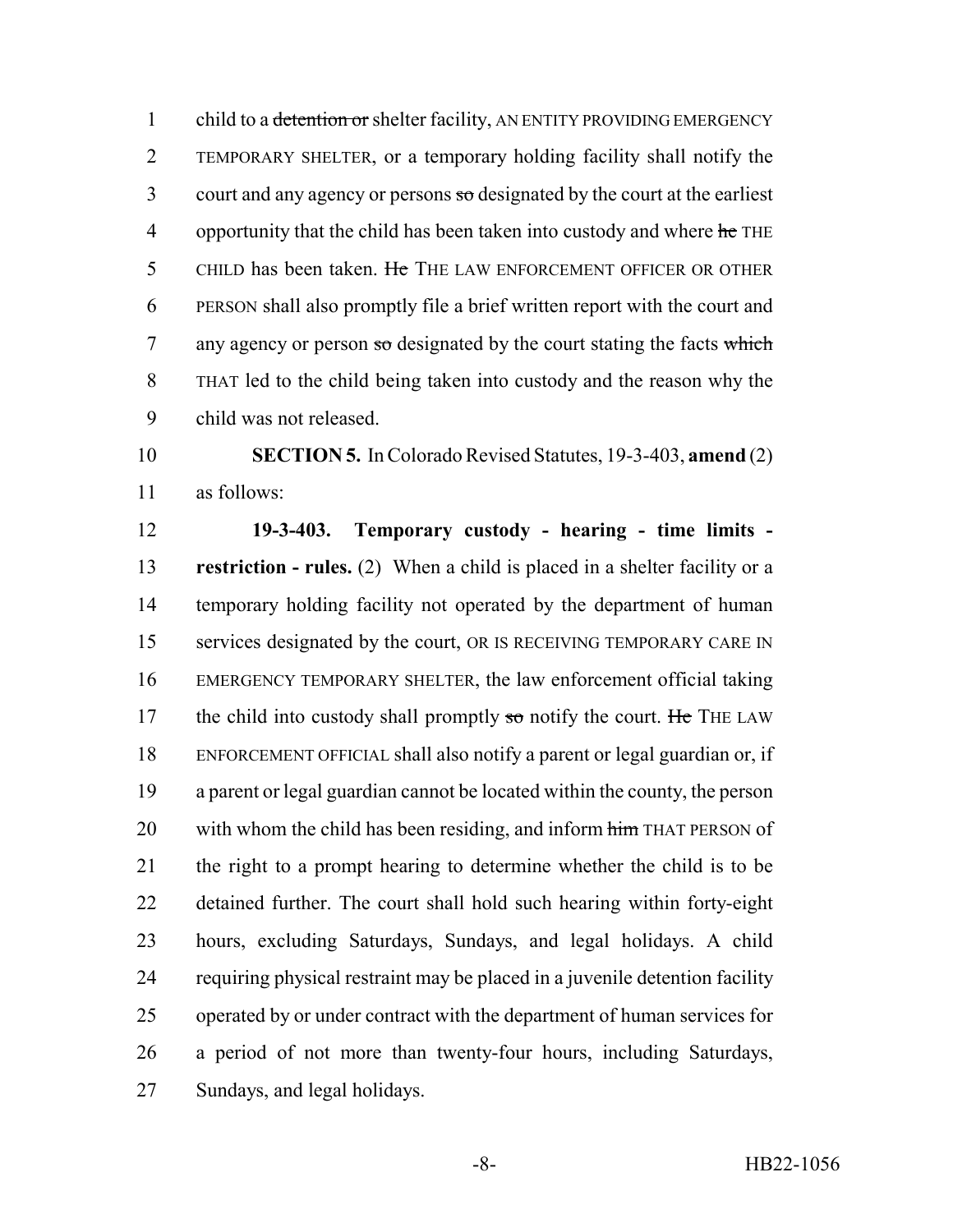child to a ~~detention or~~ shelter facility, AN ENTITY PROVIDING EMERGENCY TEMPORARY SHELTER, or a temporary holding facility shall notify the court and any agency or persons ~~so~~ designated by the court at the earliest opportunity that the child has been taken into custody and where ~~he~~ THE CHILD has been taken. ~~He~~ THE LAW ENFORCEMENT OFFICER OR OTHER PERSON shall also promptly file a brief written report with the court and any agency or person ~~so~~ designated by the court stating the facts ~~which~~ THAT led to the child being taken into custody and the reason why the child was not released.

**SECTION 5.** In Colorado Revised Statutes, 19-3-403, **amend** (2) as follows:

**19-3-403. Temporary custody - hearing - time limits - restriction - rules.** (2) When a child is placed in a shelter facility or a temporary holding facility not operated by the department of human services designated by the court, OR IS RECEIVING TEMPORARY CARE IN EMERGENCY TEMPORARY SHELTER, the law enforcement official taking the child into custody shall promptly ~~so~~ notify the court. ~~He~~ THE LAW ENFORCEMENT OFFICIAL shall also notify a parent or legal guardian or, if a parent or legal guardian cannot be located within the county, the person with whom the child has been residing, and inform ~~him~~ THAT PERSON of the right to a prompt hearing to determine whether the child is to be detained further. The court shall hold such hearing within forty-eight hours, excluding Saturdays, Sundays, and legal holidays. A child requiring physical restraint may be placed in a juvenile detention facility operated by or under contract with the department of human services for a period of not more than twenty-four hours, including Saturdays, Sundays, and legal holidays.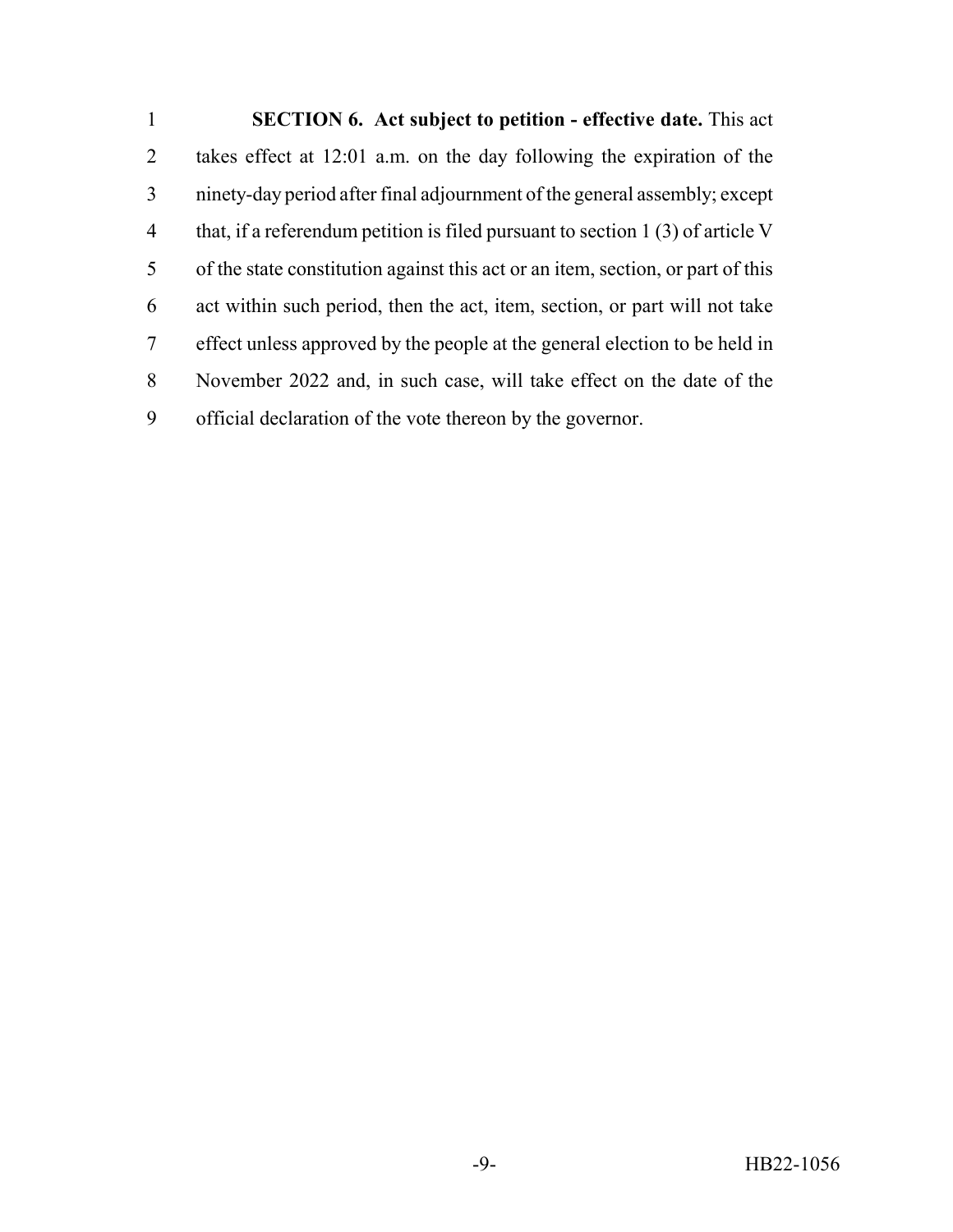**SECTION 6. Act subject to petition - effective date.** This act takes effect at 12:01 a.m. on the day following the expiration of the ninety-day period after final adjournment of the general assembly; except that, if a referendum petition is filed pursuant to section 1 (3) of article V of the state constitution against this act or an item, section, or part of this act within such period, then the act, item, section, or part will not take effect unless approved by the people at the general election to be held in November 2022 and, in such case, will take effect on the date of the official declaration of the vote thereon by the governor.